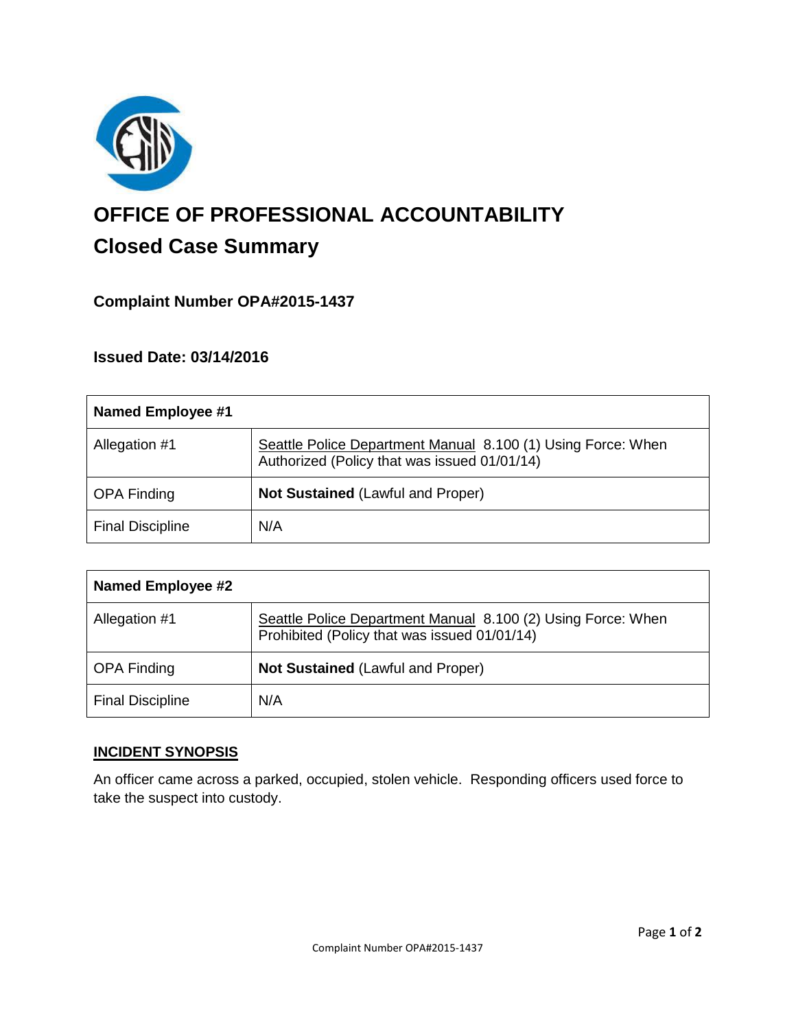# OFFICE OF PROFESSIONAL ACCOUNTABILITY

## Closed Case Summary

### Complaint Number OPA#2015-1437

### Issued Date: 03/14/2016

| Named Employee #1 | |
|---|---|
| Allegation #1 | Seattle Police Department Manual 8.100 (1) Using Force: When Authorized (Policy that was issued 01/01/14) |
| OPA Finding | **Not Sustained** (Lawful and Proper) |
| Final Discipline | N/A |

| Named Employee #2 | |
|---|---|
| Allegation #1 | Seattle Police Department Manual 8.100 (2) Using Force: When Prohibited (Policy that was issued 01/01/14) |
| OPA Finding | **Not Sustained** (Lawful and Proper) |
| Final Discipline | N/A |

**INCIDENT SYNOPSIS**

An officer came across a parked, occupied, stolen vehicle. Responding officers used force to take the suspect into custody.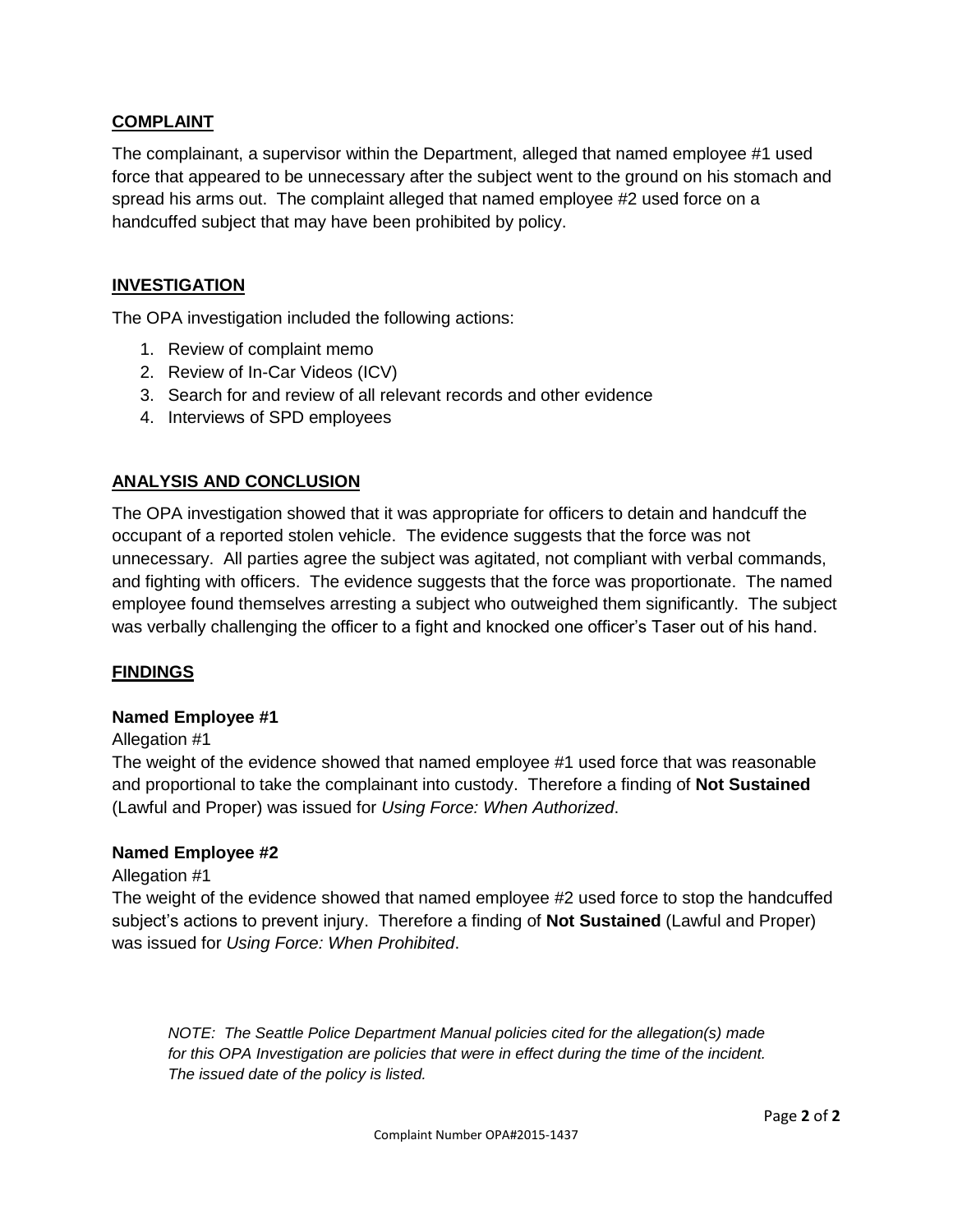## COMPLAINT

The complainant, a supervisor within the Department, alleged that named employee #1 used force that appeared to be unnecessary after the subject went to the ground on his stomach and spread his arms out. The complaint alleged that named employee #2 used force on a handcuffed subject that may have been prohibited by policy.

## INVESTIGATION

The OPA investigation included the following actions:

1. Review of complaint memo
2. Review of In-Car Videos (ICV)
3. Search for and review of all relevant records and other evidence
4. Interviews of SPD employees

## ANALYSIS AND CONCLUSION

The OPA investigation showed that it was appropriate for officers to detain and handcuff the occupant of a reported stolen vehicle. The evidence suggests that the force was not unnecessary. All parties agree the subject was agitated, not compliant with verbal commands, and fighting with officers. The evidence suggests that the force was proportionate. The named employee found themselves arresting a subject who outweighed them significantly. The subject was verbally challenging the officer to a fight and knocked one officer's Taser out of his hand.

## FINDINGS

### Named Employee #1

Allegation #1

The weight of the evidence showed that named employee #1 used force that was reasonable and proportional to take the complainant into custody. Therefore a finding of **Not Sustained** (Lawful and Proper) was issued for *Using Force: When Authorized*.

### Named Employee #2

Allegation #1

The weight of the evidence showed that named employee #2 used force to stop the handcuffed subject's actions to prevent injury. Therefore a finding of **Not Sustained** (Lawful and Proper) was issued for *Using Force: When Prohibited*.

*NOTE: The Seattle Police Department Manual policies cited for the allegation(s) made for this OPA Investigation are policies that were in effect during the time of the incident. The issued date of the policy is listed.*

Complaint Number OPA#2015-1437